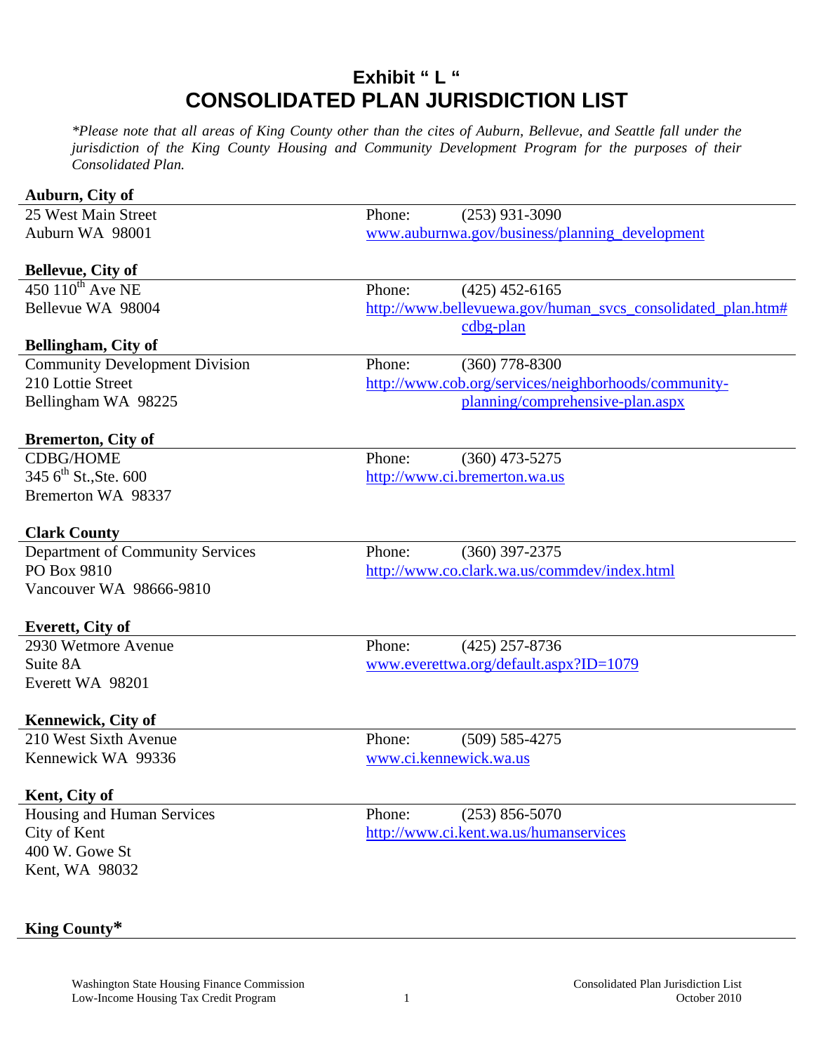# Exhibit " L "
# CONSOLIDATED PLAN JURISDICTION LIST

*\*Please note that all areas of King County other than the cites of Auburn, Bellevue, and Seattle fall under the jurisdiction of the King County Housing and Community Development Program for the purposes of their Consolidated Plan.*

**Auburn, City of**

25 West Main Street
Auburn WA 98001

Phone: (253) 931-3090
www.auburnwa.gov/business/planning_development

**Bellevue, City of**

450 110th Ave NE
Bellevue WA 98004

Phone: (425) 452-6165
http://www.bellevuewa.gov/human_svcs_consolidated_plan.htm#cdbg-plan

**Bellingham, City of**

Community Development Division
210 Lottie Street
Bellingham WA 98225

Phone: (360) 778-8300
http://www.cob.org/services/neighborhoods/community-planning/comprehensive-plan.aspx

**Bremerton, City of**

CDBG/HOME
345 6th St.,Ste. 600
Bremerton WA 98337

Phone: (360) 473-5275
http://www.ci.bremerton.wa.us

**Clark County**

Department of Community Services
PO Box 9810
Vancouver WA 98666-9810

Phone: (360) 397-2375
http://www.co.clark.wa.us/commdev/index.html

**Everett, City of**

2930 Wetmore Avenue
Suite 8A
Everett WA 98201

Phone: (425) 257-8736
www.everettwa.org/default.aspx?ID=1079

**Kennewick, City of**

210 West Sixth Avenue
Kennewick WA 99336

Phone: (509) 585-4275
www.ci.kennewick.wa.us

**Kent, City of**

Housing and Human Services
City of Kent
400 W. Gowe St
Kent, WA 98032

Phone: (253) 856-5070
http://www.ci.kent.wa.us/humanservices

**King County\***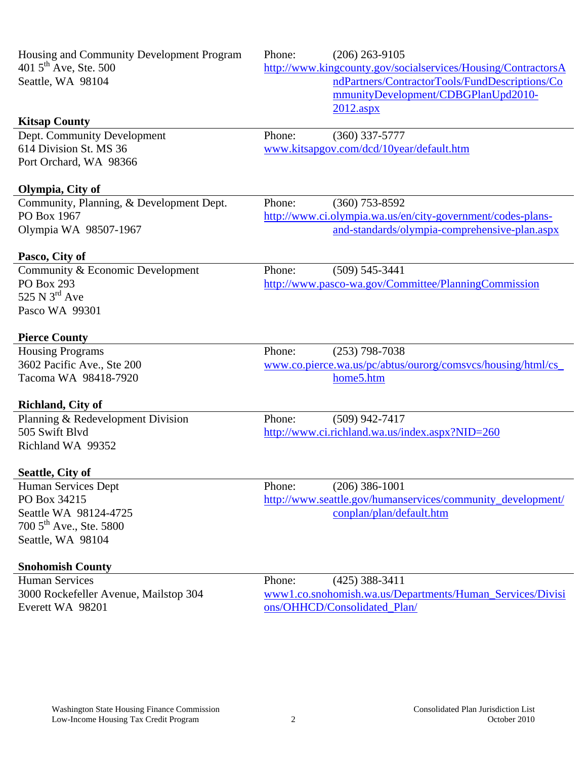Housing and Community Development Program
401 5th Ave, Ste. 500
Seattle, WA 98104

Phone: (206) 263-9105
http://www.kingcounty.gov/socialservices/Housing/ContractorsAndPartners/ContractorTools/FundDescriptions/CommunityDevelopment/CDBGPlanUpd2010-2012.aspx

**Kitsap County**

Dept. Community Development
614 Division St. MS 36
Port Orchard, WA 98366

Phone: (360) 337-5777
www.kitsapgov.com/dcd/10year/default.htm

**Olympia, City of**

Community, Planning, & Development Dept.
PO Box 1967
Olympia WA 98507-1967

Phone: (360) 753-8592
http://www.ci.olympia.wa.us/en/city-government/codes-plans-and-standards/olympia-comprehensive-plan.aspx

**Pasco, City of**

Community & Economic Development
PO Box 293
525 N 3rd Ave
Pasco WA 99301

Phone: (509) 545-3441
http://www.pasco-wa.gov/Committee/PlanningCommission

**Pierce County**

Housing Programs
3602 Pacific Ave., Ste 200
Tacoma WA 98418-7920

Phone: (253) 798-7038
www.co.pierce.wa.us/pc/abtus/ourorg/comsvcs/housing/html/cs_home5.htm

**Richland, City of**

Planning & Redevelopment Division
505 Swift Blvd
Richland WA 99352

Phone: (509) 942-7417
http://www.ci.richland.wa.us/index.aspx?NID=260

**Seattle, City of**

Human Services Dept
PO Box 34215
Seattle WA 98124-4725
700 5th Ave., Ste. 5800
Seattle, WA 98104

Phone: (206) 386-1001
http://www.seattle.gov/humanservices/community_development/conplan/plan/default.htm

**Snohomish County**

Human Services
3000 Rockefeller Avenue, Mailstop 304
Everett WA 98201

Phone: (425) 388-3411
www1.co.snohomish.wa.us/Departments/Human_Services/Divisions/OHHCD/Consolidated_Plan/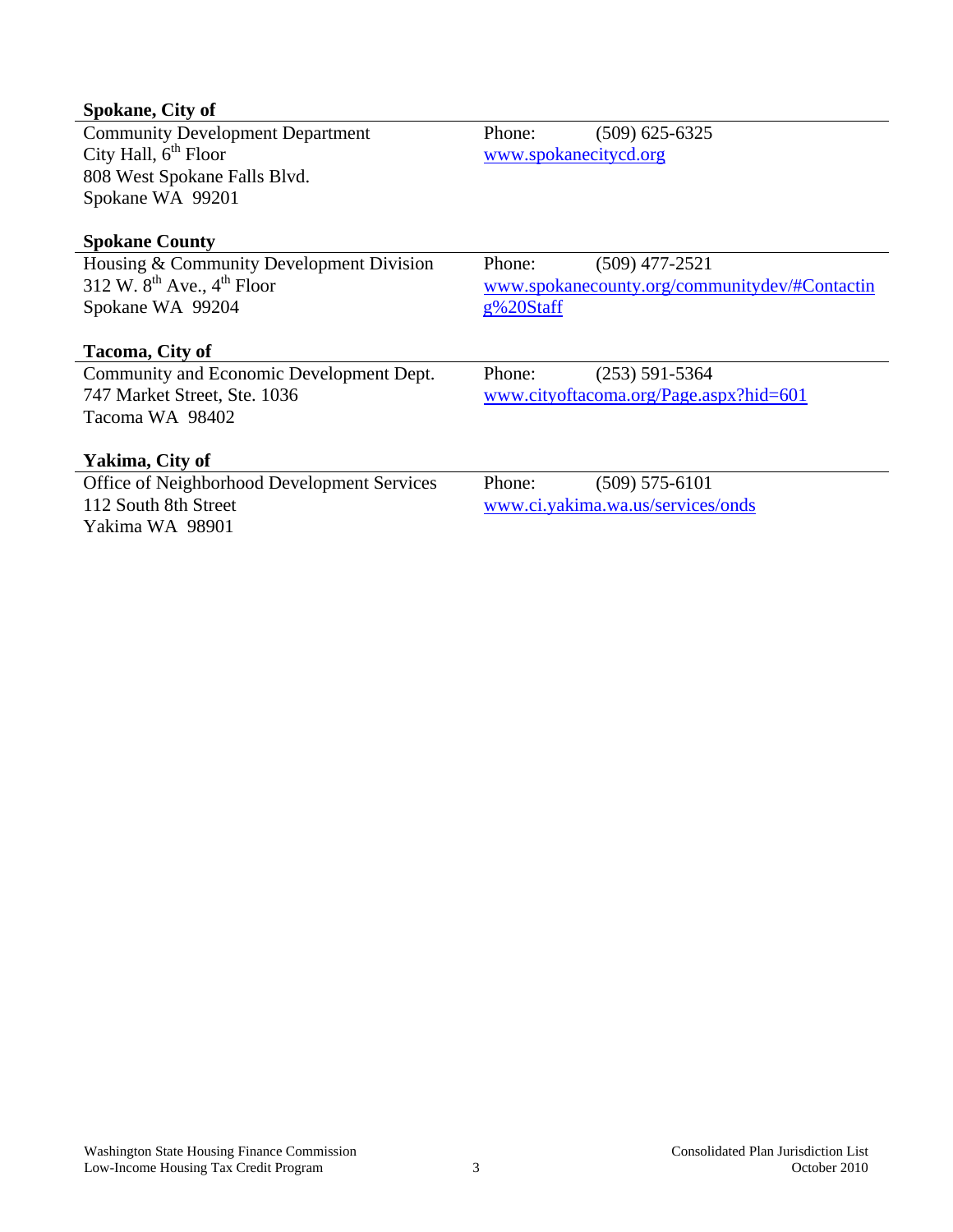**Spokane, City of**

| | |
|---|---|
| Community Development Department<br>City Hall, 6th Floor<br>808 West Spokane Falls Blvd.<br>Spokane WA 99201 | Phone: (509) 625-6325<br>www.spokanecitycd.org |

**Spokane County**

| | |
|---|---|
| Housing & Community Development Division<br>312 W. 8th Ave., 4th Floor<br>Spokane WA 99204 | Phone: (509) 477-2521<br>www.spokanecounty.org/communitydev/#Contacting%20Staff |

**Tacoma, City of**

| | |
|---|---|
| Community and Economic Development Dept.<br>747 Market Street, Ste. 1036<br>Tacoma WA 98402 | Phone: (253) 591-5364<br>www.cityoftacoma.org/Page.aspx?hid=601 |

**Yakima, City of**

| | |
|---|---|
| Office of Neighborhood Development Services<br>112 South 8th Street<br>Yakima WA 98901 | Phone: (509) 575-6101<br>www.ci.yakima.wa.us/services/onds |